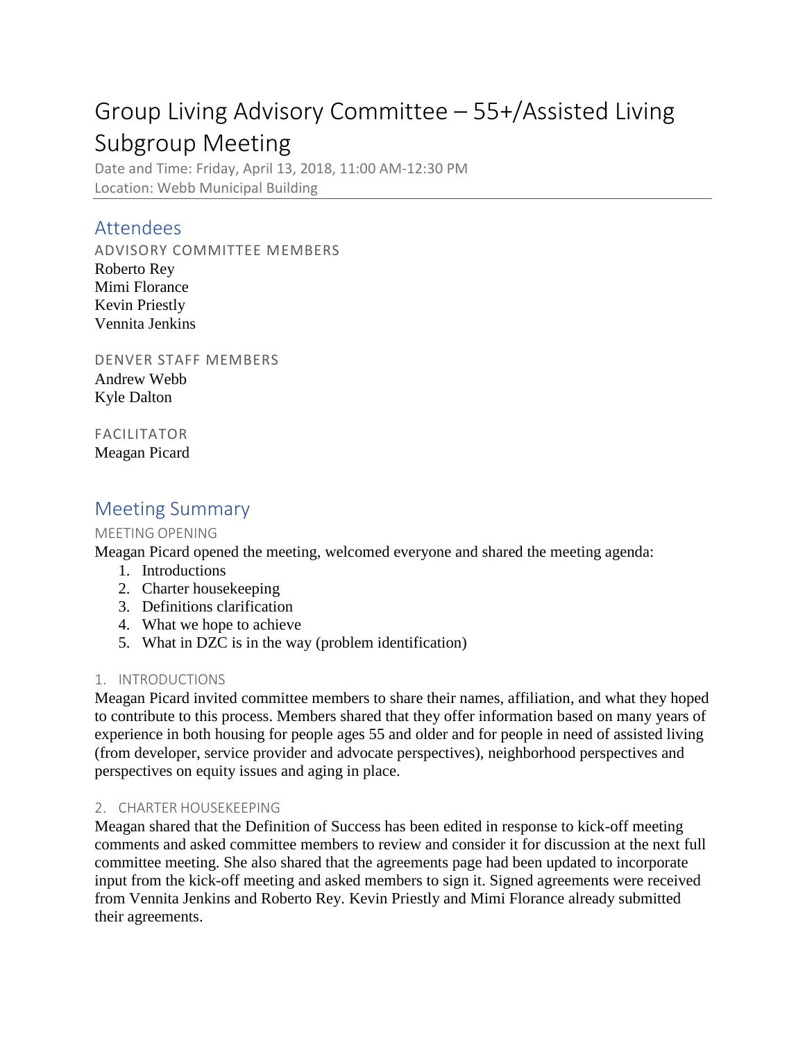# Group Living Advisory Committee – 55+/Assisted Living Subgroup Meeting

Date and Time: Friday, April 13, 2018, 11:00 AM-12:30 PM
Location: Webb Municipal Building

## Attendees

### ADVISORY COMMITTEE MEMBERS

Roberto Rey
Mimi Florance
Kevin Priestly
Vennita Jenkins

### DENVER STAFF MEMBERS

Andrew Webb
Kyle Dalton

### FACILITATOR

Meagan Picard

## Meeting Summary

### MEETING OPENING

Meagan Picard opened the meeting, welcomed everyone and shared the meeting agenda:

1. Introductions
2. Charter housekeeping
3. Definitions clarification
4. What we hope to achieve
5. What in DZC is in the way (problem identification)

### 1. INTRODUCTIONS

Meagan Picard invited committee members to share their names, affiliation, and what they hoped to contribute to this process. Members shared that they offer information based on many years of experience in both housing for people ages 55 and older and for people in need of assisted living (from developer, service provider and advocate perspectives), neighborhood perspectives and perspectives on equity issues and aging in place.

### 2. CHARTER HOUSEKEEPING

Meagan shared that the Definition of Success has been edited in response to kick-off meeting comments and asked committee members to review and consider it for discussion at the next full committee meeting. She also shared that the agreements page had been updated to incorporate input from the kick-off meeting and asked members to sign it. Signed agreements were received from Vennita Jenkins and Roberto Rey. Kevin Priestly and Mimi Florance already submitted their agreements.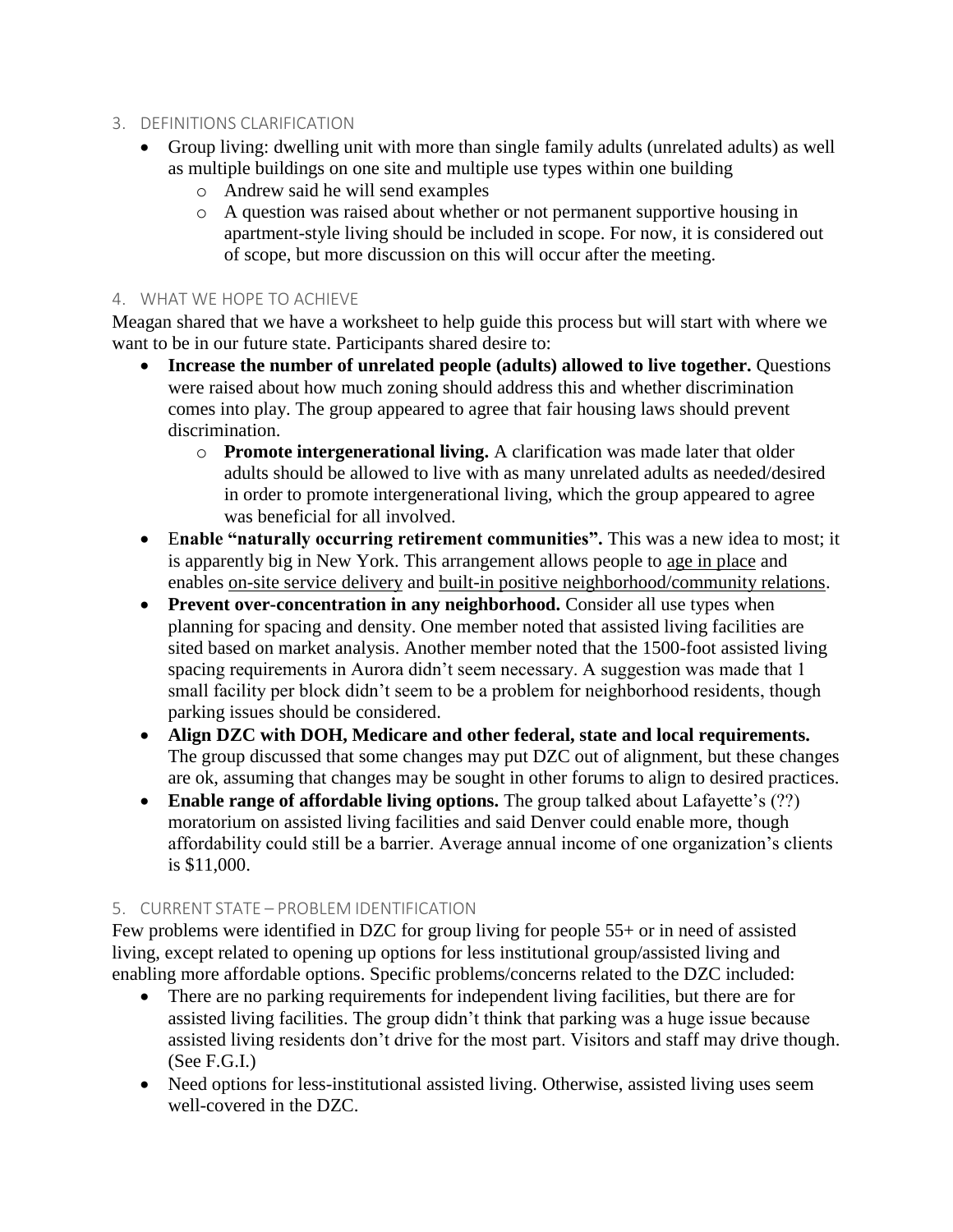## 3. DEFINITIONS CLARIFICATION

- Group living: dwelling unit with more than single family adults (unrelated adults) as well as multiple buildings on one site and multiple use types within one building
  - Andrew said he will send examples
  - A question was raised about whether or not permanent supportive housing in apartment-style living should be included in scope. For now, it is considered out of scope, but more discussion on this will occur after the meeting.

## 4. WHAT WE HOPE TO ACHIEVE

Meagan shared that we have a worksheet to help guide this process but will start with where we want to be in our future state. Participants shared desire to:

- **Increase the number of unrelated people (adults) allowed to live together.** Questions were raised about how much zoning should address this and whether discrimination comes into play. The group appeared to agree that fair housing laws should prevent discrimination.
  - **Promote intergenerational living.** A clarification was made later that older adults should be allowed to live with as many unrelated adults as needed/desired in order to promote intergenerational living, which the group appeared to agree was beneficial for all involved.
- E**nable "naturally occurring retirement communities".** This was a new idea to most; it is apparently big in New York. This arrangement allows people to <u>age in place</u> and enables <u>on-site service delivery</u> and <u>built-in positive neighborhood/community relations</u>.
- **Prevent over-concentration in any neighborhood.** Consider all use types when planning for spacing and density. One member noted that assisted living facilities are sited based on market analysis. Another member noted that the 1500-foot assisted living spacing requirements in Aurora didn't seem necessary. A suggestion was made that 1 small facility per block didn't seem to be a problem for neighborhood residents, though parking issues should be considered.
- **Align DZC with DOH, Medicare and other federal, state and local requirements.** The group discussed that some changes may put DZC out of alignment, but these changes are ok, assuming that changes may be sought in other forums to align to desired practices.
- **Enable range of affordable living options.** The group talked about Lafayette's (??) moratorium on assisted living facilities and said Denver could enable more, though affordability could still be a barrier. Average annual income of one organization's clients is $11,000.

## 5. CURRENT STATE – PROBLEM IDENTIFICATION

Few problems were identified in DZC for group living for people 55+ or in need of assisted living, except related to opening up options for less institutional group/assisted living and enabling more affordable options. Specific problems/concerns related to the DZC included:

- There are no parking requirements for independent living facilities, but there are for assisted living facilities. The group didn't think that parking was a huge issue because assisted living residents don't drive for the most part. Visitors and staff may drive though. (See F.G.I.)
- Need options for less-institutional assisted living. Otherwise, assisted living uses seem well-covered in the DZC.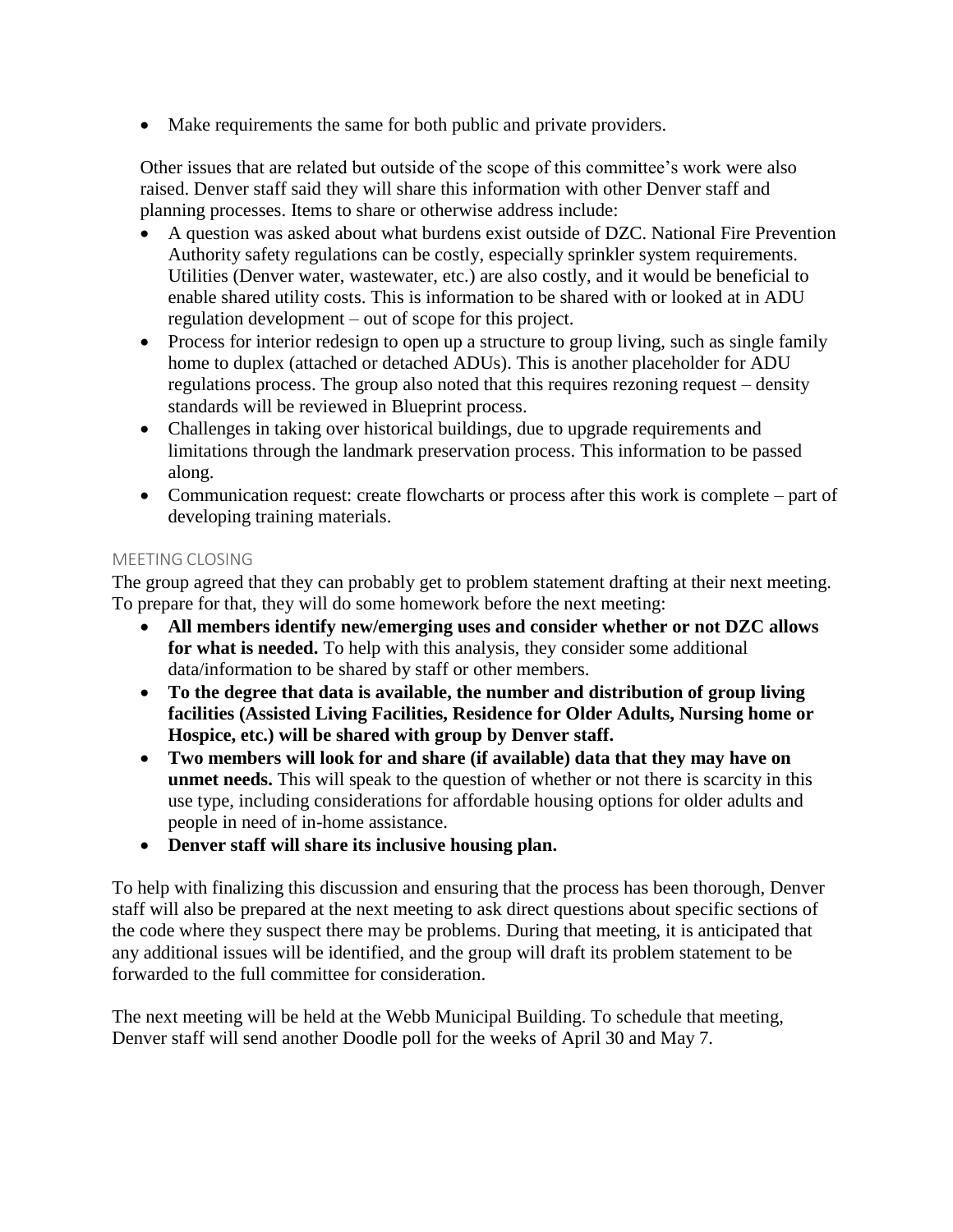- Make requirements the same for both public and private providers.

Other issues that are related but outside of the scope of this committee's work were also raised. Denver staff said they will share this information with other Denver staff and planning processes. Items to share or otherwise address include:

- A question was asked about what burdens exist outside of DZC. National Fire Prevention Authority safety regulations can be costly, especially sprinkler system requirements. Utilities (Denver water, wastewater, etc.) are also costly, and it would be beneficial to enable shared utility costs. This is information to be shared with or looked at in ADU regulation development – out of scope for this project.
- Process for interior redesign to open up a structure to group living, such as single family home to duplex (attached or detached ADUs). This is another placeholder for ADU regulations process. The group also noted that this requires rezoning request – density standards will be reviewed in Blueprint process.
- Challenges in taking over historical buildings, due to upgrade requirements and limitations through the landmark preservation process. This information to be passed along.
- Communication request: create flowcharts or process after this work is complete – part of developing training materials.

## MEETING CLOSING

The group agreed that they can probably get to problem statement drafting at their next meeting. To prepare for that, they will do some homework before the next meeting:

- **All members identify new/emerging uses and consider whether or not DZC allows for what is needed.** To help with this analysis, they consider some additional data/information to be shared by staff or other members.
- **To the degree that data is available, the number and distribution of group living facilities (Assisted Living Facilities, Residence for Older Adults, Nursing home or Hospice, etc.) will be shared with group by Denver staff.**
- **Two members will look for and share (if available) data that they may have on unmet needs.** This will speak to the question of whether or not there is scarcity in this use type, including considerations for affordable housing options for older adults and people in need of in-home assistance.
- **Denver staff will share its inclusive housing plan.**

To help with finalizing this discussion and ensuring that the process has been thorough, Denver staff will also be prepared at the next meeting to ask direct questions about specific sections of the code where they suspect there may be problems. During that meeting, it is anticipated that any additional issues will be identified, and the group will draft its problem statement to be forwarded to the full committee for consideration.

The next meeting will be held at the Webb Municipal Building. To schedule that meeting, Denver staff will send another Doodle poll for the weeks of April 30 and May 7.